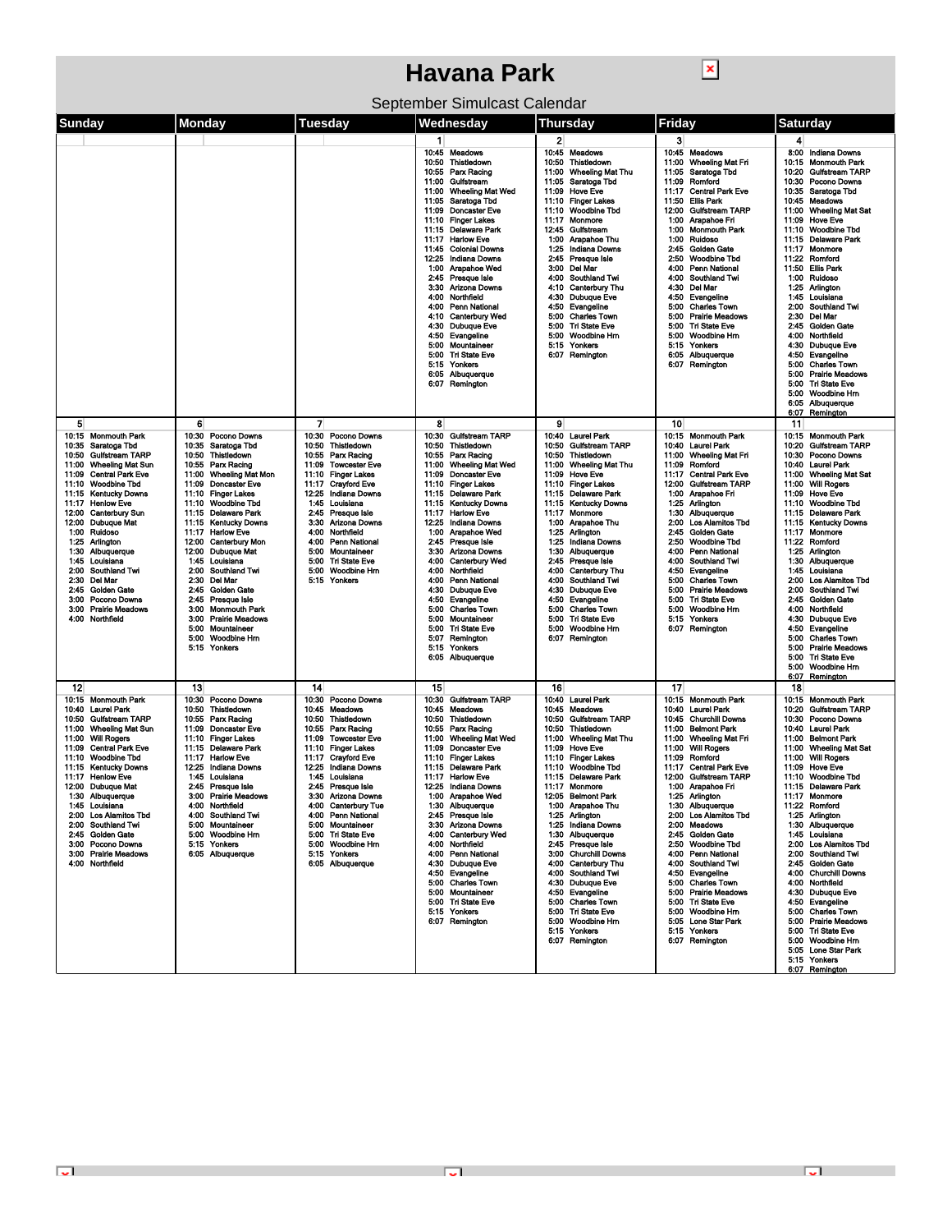# Havana Park

September Simulcast Calendar

| Sunday | Monday | Tuesday | Wednesday | Thursday | Friday | Saturday |
|---|---|---|---|---|---|---|
| | | | **1**<br>10:45 Meadows<br>10:50 Thistledown<br>10:55 Parx Racing<br>11:00 Gulfstream<br>11:00 Wheeling Mat Wed<br>11:05 Saratoga Tbd<br>11:09 Doncaster Eve<br>11:10 Finger Lakes<br>11:15 Delaware Park<br>11:17 Harlow Eve<br>11:45 Colonial Downs<br>12:25 Indiana Downs<br>1:00 Arapahoe Wed<br>2:45 Presque Isle<br>3:30 Arizona Downs<br>4:00 Northfield<br>4:00 Penn National<br>4:10 Canterbury Wed<br>4:30 Dubuque Eve<br>4:50 Evangeline<br>5:00 Mountaineer<br>5:00 Tri State Eve<br>5:15 Yonkers<br>6:05 Albuquerque<br>6:07 Remington | **2**<br>10:45 Meadows<br>10:50 Thistledown<br>11:00 Wheeling Mat Thu<br>11:05 Saratoga Tbd<br>11:09 Hove Eve<br>11:10 Finger Lakes<br>11:10 Woodbine Tbd<br>11:17 Monmore<br>12:45 Gulfstream<br>1:00 Arapahoe Thu<br>1:25 Indiana Downs<br>2:45 Presque Isle<br>3:00 Del Mar<br>4:00 Southland Twi<br>4:10 Canterbury Thu<br>4:30 Dubuque Eve<br>4:50 Evangeline<br>5:00 Charles Town<br>5:00 Tri State Eve<br>5:00 Woodbine Hrn<br>5:15 Yonkers<br>6:07 Remington | **3**<br>10:45 Meadows<br>11:00 Wheeling Mat Fri<br>11:05 Saratoga Tbd<br>11:09 Romford<br>11:17 Central Park Eve<br>11:50 Ellis Park<br>12:00 Gulfstream TARP<br>1:00 Arapahoe Fri<br>1:00 Monmouth Park<br>1:00 Ruidoso<br>2:45 Golden Gate<br>2:50 Woodbine Tbd<br>4:00 Penn National<br>4:00 Southland Twi<br>4:30 Del Mar<br>4:50 Evangeline<br>5:00 Charles Town<br>5:00 Prairie Meadows<br>5:00 Tri State Eve<br>5:00 Woodbine Hrn<br>5:15 Yonkers<br>6:05 Albuquerque<br>6:07 Remington | **4**<br>8:00 Indiana Downs<br>10:15 Monmouth Park<br>10:20 Gulfstream TARP<br>10:30 Pocono Downs<br>10:35 Saratoga Tbd<br>10:45 Meadows<br>11:00 Wheeling Mat Sat<br>11:09 Hove Eve<br>11:10 Woodbine Tbd<br>11:15 Delaware Park<br>11:17 Monmore<br>11:22 Romford<br>11:50 Ellis Park<br>1:00 Ruidoso<br>1:25 Arlington<br>1:45 Louisiana<br>2:00 Southland Twi<br>2:30 Del Mar<br>2:45 Golden Gate<br>4:00 Northfield<br>4:30 Dubuque Eve<br>4:50 Evangeline<br>5:00 Charles Town<br>5:00 Prairie Meadows<br>5:00 Tri State Eve<br>5:00 Woodbine Hrn<br>6:05 Albuquerque<br>6:07 Remington |
| **5**<br>10:15 Monmouth Park<br>10:35 Saratoga Tbd<br>10:50 Gulfstream TARP<br>11:00 Wheeling Mat Sun<br>11:09 Central Park Eve<br>11:10 Woodbine Tbd<br>11:15 Kentucky Downs<br>11:17 Henlow Eve<br>12:00 Canterbury Sun<br>12:00 Dubuque Mat<br>1:00 Ruidoso<br>1:25 Arlington<br>1:30 Albuquerque<br>1:45 Louisiana<br>2:00 Southland Twi<br>2:30 Del Mar<br>2:45 Golden Gate<br>3:00 Pocono Downs<br>3:00 Prairie Meadows<br>4:00 Northfield | **6**<br>10:30 Pocono Downs<br>10:35 Saratoga Tbd<br>10:50 Thistledown<br>10:55 Parx Racing<br>11:00 Wheeling Mat Mon<br>11:09 Doncaster Eve<br>11:10 Finger Lakes<br>11:10 Woodbine Tbd<br>11:15 Delaware Park<br>11:15 Kentucky Downs<br>11:17 Harlow Eve<br>12:00 Canterbury Mon<br>12:00 Dubuque Mat<br>1:45 Louisiana<br>2:00 Southland Twi<br>2:30 Del Mar<br>2:45 Golden Gate<br>2:45 Presque Isle<br>3:00 Monmouth Park<br>3:00 Prairie Meadows<br>5:00 Mountaineer<br>5:00 Woodbine Hrn<br>5:15 Yonkers | **7**<br>10:30 Pocono Downs<br>10:50 Thistledown<br>10:55 Parx Racing<br>11:09 Towcester Eve<br>11:10 Finger Lakes<br>11:17 Crayford Eve<br>12:25 Indiana Downs<br>1:45 Louisiana<br>2:45 Presque Isle<br>3:30 Arizona Downs<br>4:00 Northfield<br>4:00 Penn National<br>5:00 Mountaineer<br>5:00 Tri State Eve<br>5:00 Woodbine Hrn<br>5:15 Yonkers | **8**<br>10:30 Gulfstream TARP<br>10:50 Thistledown<br>10:55 Parx Racing<br>11:00 Wheeling Mat Wed<br>11:09 Doncaster Eve<br>11:10 Finger Lakes<br>11:15 Delaware Park<br>11:15 Kentucky Downs<br>11:17 Harlow Eve<br>12:25 Indiana Downs<br>1:00 Arapahoe Wed<br>2:45 Presque Isle<br>3:30 Arizona Downs<br>4:00 Canterbury Wed<br>4:00 Northfield<br>4:00 Penn National<br>4:30 Dubuque Eve<br>4:50 Evangeline<br>5:00 Charles Town<br>5:00 Mountaineer<br>5:00 Tri State Eve<br>5:07 Remington<br>5:15 Yonkers<br>6:05 Albuquerque | **9**<br>10:40 Laurel Park<br>10:50 Gulfstream TARP<br>10:50 Thistledown<br>11:00 Wheeling Mat Thu<br>11:09 Hove Eve<br>11:10 Finger Lakes<br>11:15 Delaware Park<br>11:15 Kentucky Downs<br>11:17 Monmore<br>1:00 Arapahoe Thu<br>1:25 Arlington<br>1:25 Indiana Downs<br>1:30 Albuquerque<br>2:45 Presque Isle<br>4:00 Canterbury Thu<br>4:00 Southland Twi<br>4:30 Dubuque Eve<br>4:50 Evangeline<br>5:00 Charles Town<br>5:00 Tri State Eve<br>5:00 Woodbine Hrn<br>6:07 Remington | **10**<br>10:15 Monmouth Park<br>10:40 Laurel Park<br>11:00 Wheeling Mat Fri<br>11:09 Romford<br>11:17 Central Park Eve<br>12:00 Gulfstream TARP<br>1:00 Arapahoe Fri<br>1:25 Arlington<br>1:30 Albuquerque<br>2:00 Los Alamitos Tbd<br>2:45 Golden Gate<br>2:50 Woodbine Tbd<br>4:00 Penn National<br>4:00 Southland Twi<br>4:50 Evangeline<br>5:00 Charles Town<br>5:00 Prairie Meadows<br>5:00 Tri State Eve<br>5:00 Woodbine Hrn<br>5:15 Yonkers<br>6:07 Remington | **11**<br>10:15 Monmouth Park<br>10:20 Gulfstream TARP<br>10:30 Pocono Downs<br>10:40 Laurel Park<br>11:00 Wheeling Mat Sat<br>11:00 Will Rogers<br>11:09 Hove Eve<br>11:10 Woodbine Tbd<br>11:15 Delaware Park<br>11:15 Kentucky Downs<br>11:17 Monmore<br>11:22 Romford<br>1:25 Arlington<br>1:30 Albuquerque<br>1:45 Louisiana<br>2:00 Los Alamitos Tbd<br>2:00 Southland Twi<br>2:45 Golden Gate<br>4:00 Northfield<br>4:30 Dubuque Eve<br>4:50 Evangeline<br>5:00 Charles Town<br>5:00 Prairie Meadows<br>5:00 Tri State Eve<br>5:00 Woodbine Hrn<br>6:07 Remington |
| **12**<br>10:15 Monmouth Park<br>10:40 Laurel Park<br>10:50 Gulfstream TARP<br>11:00 Wheeling Mat Sun<br>11:00 Will Rogers<br>11:09 Central Park Eve<br>11:10 Woodbine Tbd<br>11:15 Kentucky Downs<br>11:17 Henlow Eve<br>12:00 Dubuque Mat<br>1:30 Albuquerque<br>1:45 Louisiana<br>2:00 Los Alamitos Tbd<br>2:00 Southland Twi<br>2:45 Golden Gate<br>3:00 Pocono Downs<br>3:00 Prairie Meadows<br>4:00 Northfield | **13**<br>10:30 Pocono Downs<br>10:50 Thistledown<br>10:55 Parx Racing<br>11:09 Doncaster Eve<br>11:10 Finger Lakes<br>11:15 Delaware Park<br>11:17 Harlow Eve<br>1:45 Louisiana<br>2:45 Presque Isle<br>3:00 Prairie Meadows<br>4:00 Northfield<br>4:00 Southland Twi<br>5:00 Mountaineer<br>5:00 Woodbine Hrn<br>5:15 Yonkers<br>6:05 Albuquerque | **14**<br>10:30 Pocono Downs<br>10:45 Meadows<br>10:50 Thistledown<br>10:55 Parx Racing<br>11:09 Towcester Eve<br>11:10 Finger Lakes<br>11:17 Crayford Eve<br>12:25 Indiana Downs<br>1:45 Louisiana<br>2:45 Presque Isle<br>3:30 Arizona Downs<br>4:00 Canterbury Tue<br>4:00 Penn National<br>5:00 Mountaineer<br>5:00 Tri State Eve<br>5:00 Woodbine Hrn<br>5:15 Yonkers<br>6:05 Albuquerque | **15**<br>10:30 Gulfstream TARP<br>10:45 Meadows<br>10:50 Thistledown<br>10:55 Parx Racing<br>11:00 Wheeling Mat Wed<br>11:09 Doncaster Eve<br>11:10 Finger Lakes<br>11:15 Delaware Park<br>11:17 Harlow Eve<br>12:25 Indiana Downs<br>1:00 Arapahoe Wed<br>1:30 Albuquerque<br>2:45 Presque Isle<br>3:30 Arizona Downs<br>4:00 Canterbury Wed<br>4:00 Northfield<br>4:00 Penn National<br>4:30 Dubuque Eve<br>4:50 Evangeline<br>5:00 Charles Town<br>5:00 Mountaineer<br>5:00 Tri State Eve<br>5:15 Yonkers<br>6:07 Remington | **16**<br>10:40 Laurel Park<br>10:45 Meadows<br>10:50 Gulfstream TARP<br>10:50 Thistledown<br>11:00 Wheeling Mat Thu<br>11:09 Hove Eve<br>11:10 Finger Lakes<br>11:10 Woodbine Tbd<br>11:15 Delaware Park<br>11:17 Monmore<br>12:05 Belmont Park<br>1:00 Arapahoe Thu<br>1:25 Arlington<br>1:25 Indiana Downs<br>1:30 Albuquerque<br>2:45 Presque Isle<br>3:00 Churchill Downs<br>4:00 Canterbury Thu<br>4:00 Southland Twi<br>4:30 Dubuque Eve<br>4:50 Evangeline<br>5:00 Charles Town<br>5:00 Tri State Eve<br>5:00 Woodbine Hrn<br>5:15 Yonkers<br>6:07 Remington | **17**<br>10:15 Monmouth Park<br>10:40 Laurel Park<br>10:45 Churchill Downs<br>11:00 Belmont Park<br>11:00 Wheeling Mat Fri<br>11:00 Will Rogers<br>11:09 Romford<br>11:17 Central Park Eve<br>12:00 Gulfstream TARP<br>1:00 Arapahoe Fri<br>1:25 Arlington<br>1:30 Albuquerque<br>2:00 Los Alamitos Tbd<br>2:00 Meadows<br>2:45 Golden Gate<br>2:50 Woodbine Tbd<br>4:00 Penn National<br>4:00 Southland Twi<br>4:50 Evangeline<br>5:00 Charles Town<br>5:00 Prairie Meadows<br>5:00 Tri State Eve<br>5:00 Woodbine Hrn<br>5:05 Lone Star Park<br>5:15 Yonkers<br>6:07 Remington | **18**<br>10:15 Monmouth Park<br>10:20 Gulfstream TARP<br>10:30 Pocono Downs<br>10:40 Laurel Park<br>11:00 Belmont Park<br>11:00 Wheeling Mat Sat<br>11:00 Will Rogers<br>11:09 Hove Eve<br>11:10 Woodbine Tbd<br>11:15 Delaware Park<br>11:17 Monmore<br>11:22 Romford<br>1:25 Arlington<br>1:30 Albuquerque<br>1:45 Louisiana<br>2:00 Los Alamitos Tbd<br>2:00 Southland Twi<br>2:45 Golden Gate<br>4:00 Churchill Downs<br>4:00 Northfield<br>4:30 Dubuque Eve<br>4:50 Evangeline<br>5:00 Charles Town<br>5:00 Prairie Meadows<br>5:00 Tri State Eve<br>5:00 Woodbine Hrn<br>5:05 Lone Star Park<br>5:15 Yonkers<br>6:07 Remington |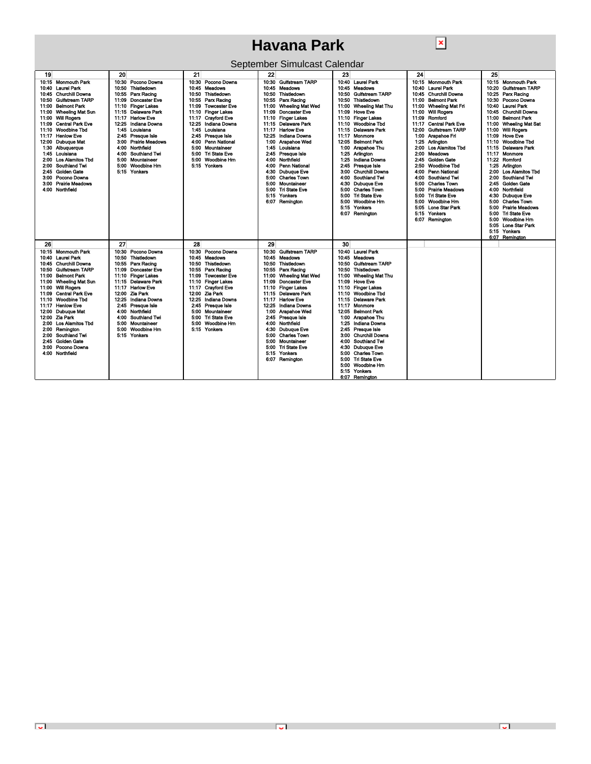# Havana Park

September Simulcast Calendar

| 19 | 20 | 21 | 22 | 23 | 24 | 25 |
|---|---|---|---|---|---|---|
| 10:15 Monmouth Park<br>10:40 Laurel Park<br>10:45 Churchill Downs<br>10:50 Gulfstream TARP<br>11:00 Belmont Park<br>11:00 Wheeling Mat Sun<br>11:00 Will Rogers<br>11:09 Central Park Eve<br>11:10 Woodbine Tbd<br>11:17 Henlow Eve<br>12:00 Dubuque Mat<br>1:30 Albuquerque<br>1:45 Louisiana<br>2:00 Los Alamitos Tbd<br>2:00 Southland Twi<br>2:45 Golden Gate<br>3:00 Pocono Downs<br>3:00 Prairie Meadows<br>4:00 Northfield | 10:30 Pocono Downs<br>10:50 Thistledown<br>10:55 Parx Racing<br>11:09 Doncaster Eve<br>11:10 Finger Lakes<br>11:15 Delaware Park<br>11:17 Harlow Eve<br>12:25 Indiana Downs<br>1:45 Louisiana<br>2:45 Presque Isle<br>3:00 Prairie Meadows<br>4:00 Northfield<br>4:00 Southland Twi<br>5:00 Mountaineer<br>5:00 Woodbine Hrn<br>5:15 Yonkers | 10:30 Pocono Downs<br>10:45 Meadows<br>10:50 Thistledown<br>10:55 Parx Racing<br>11:09 Towcester Eve<br>11:10 Finger Lakes<br>11:17 Crayford Eve<br>12:25 Indiana Downs<br>1:45 Louisiana<br>2:45 Presque Isle<br>4:00 Penn National<br>5:00 Mountaineer<br>5:00 Tri State Eve<br>5:00 Woodbine Hrn<br>5:15 Yonkers | 10:30 Gulfstream TARP<br>10:45 Meadows<br>10:50 Thistledown<br>10:55 Parx Racing<br>11:00 Wheeling Mat Wed<br>11:09 Doncaster Eve<br>11:10 Finger Lakes<br>11:15 Delaware Park<br>11:17 Harlow Eve<br>12:25 Indiana Downs<br>1:00 Arapahoe Wed<br>1:45 Louisiana<br>2:45 Presque Isle<br>4:00 Northfield<br>4:00 Penn National<br>4:30 Dubuque Eve<br>5:00 Charles Town<br>5:00 Mountaineer<br>5:00 Tri State Eve<br>5:15 Yonkers<br>6:07 Remington | 10:40 Laurel Park<br>10:45 Meadows<br>10:50 Gulfstream TARP<br>10:50 Thistledown<br>11:00 Wheeling Mat Thu<br>11:09 Hove Eve<br>11:10 Finger Lakes<br>11:10 Woodbine Tbd<br>11:15 Delaware Park<br>11:17 Monmore<br>12:05 Belmont Park<br>1:00 Arapahoe Thu<br>1:25 Arlington<br>1:25 Indiana Downs<br>2:45 Presque Isle<br>3:00 Churchill Downs<br>4:00 Southland Twi<br>4:30 Dubuque Eve<br>5:00 Charles Town<br>5:00 Tri State Eve<br>5:00 Woodbine Hrn<br>5:15 Yonkers<br>6:07 Remington | 10:15 Monmouth Park<br>10:40 Laurel Park<br>10:45 Churchill Downs<br>11:00 Belmont Park<br>11:00 Wheeling Mat Fri<br>11:00 Will Rogers<br>11:09 Romford<br>11:17 Central Park Eve<br>12:00 Gulfstream TARP<br>1:00 Arapahoe Fri<br>1:25 Arlington<br>2:00 Los Alamitos Tbd<br>2:00 Meadows<br>2:45 Golden Gate<br>2:50 Woodbine Tbd<br>4:00 Penn National<br>4:00 Southland Twi<br>5:00 Charles Town<br>5:00 Prairie Meadows<br>5:00 Tri State Eve<br>5:00 Woodbine Hrn<br>5:05 Lone Star Park<br>5:15 Yonkers<br>6:07 Remington | 10:15 Monmouth Park<br>10:20 Gulfstream TARP<br>10:25 Parx Racing<br>10:30 Pocono Downs<br>10:40 Laurel Park<br>10:45 Churchill Downs<br>11:00 Belmont Park<br>11:00 Wheeling Mat Sat<br>11:00 Will Rogers<br>11:09 Hove Eve<br>11:10 Woodbine Tbd<br>11:15 Delaware Park<br>11:17 Monmore<br>11:22 Romford<br>1:25 Arlington<br>2:00 Los Alamitos Tbd<br>2:00 Southland Twi<br>2:45 Golden Gate<br>4:00 Northfield<br>4:30 Dubuque Eve<br>5:00 Charles Town<br>5:00 Prairie Meadows<br>5:00 Tri State Eve<br>5:00 Woodbine Hrn<br>5:05 Lone Star Park<br>5:15 Yonkers<br>6:07 Remington |
| **26** | **27** | **28** | **29** | **30** | | |
| 10:15 Monmouth Park<br>10:40 Laurel Park<br>10:45 Churchill Downs<br>10:50 Gulfstream TARP<br>11:00 Belmont Park<br>11:00 Wheeling Mat Sun<br>11:00 Will Rogers<br>11:09 Central Park Eve<br>11:10 Woodbine Tbd<br>11:17 Henlow Eve<br>12:00 Dubuque Mat<br>12:00 Zia Park<br>2:00 Los Alamitos Tbd<br>2:00 Remington<br>2:00 Southland Twi<br>2:45 Golden Gate<br>3:00 Pocono Downs<br>4:00 Northfield | 10:30 Pocono Downs<br>10:50 Thistledown<br>10:55 Parx Racing<br>11:09 Doncaster Eve<br>11:10 Finger Lakes<br>11:15 Delaware Park<br>11:17 Harlow Eve<br>12:00 Zia Park<br>12:25 Indiana Downs<br>2:45 Presque Isle<br>4:00 Northfield<br>4:00 Southland Twi<br>5:00 Mountaineer<br>5:00 Woodbine Hrn<br>5:15 Yonkers | 10:30 Pocono Downs<br>10:45 Meadows<br>10:50 Thistledown<br>10:55 Parx Racing<br>11:09 Towcester Eve<br>11:10 Finger Lakes<br>11:17 Crayford Eve<br>12:00 Zia Park<br>12:25 Indiana Downs<br>2:45 Presque Isle<br>5:00 Mountaineer<br>5:00 Tri State Eve<br>5:00 Woodbine Hrn<br>5:15 Yonkers | 10:30 Gulfstream TARP<br>10:45 Meadows<br>10:50 Thistledown<br>10:55 Parx Racing<br>11:00 Wheeling Mat Wed<br>11:09 Doncaster Eve<br>11:10 Finger Lakes<br>11:15 Delaware Park<br>11:17 Harlow Eve<br>12:25 Indiana Downs<br>1:00 Arapahoe Wed<br>2:45 Presque Isle<br>4:00 Northfield<br>4:30 Dubuque Eve<br>5:00 Charles Town<br>5:00 Mountaineer<br>5:00 Tri State Eve<br>5:15 Yonkers<br>6:07 Remington | 10:40 Laurel Park<br>10:45 Meadows<br>10:50 Gulfstream TARP<br>10:50 Thistledown<br>11:00 Wheeling Mat Thu<br>11:09 Hove Eve<br>11:10 Finger Lakes<br>11:10 Woodbine Tbd<br>11:15 Delaware Park<br>11:17 Monmore<br>12:05 Belmont Park<br>1:00 Arapahoe Thu<br>1:25 Indiana Downs<br>2:45 Presque Isle<br>3:00 Churchill Downs<br>4:00 Southland Twi<br>4:30 Dubuque Eve<br>5:00 Charles Town<br>5:00 Tri State Eve<br>5:00 Woodbine Hrn<br>5:15 Yonkers<br>6:07 Remington | | |